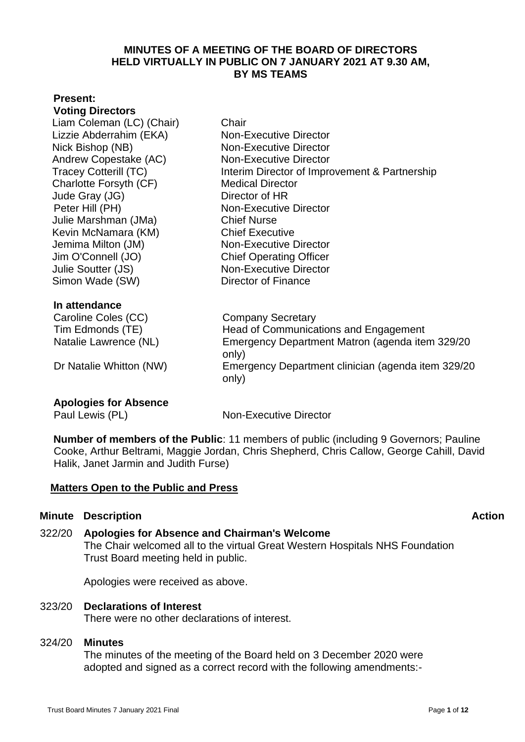# MINUTES OF A MEETING OF THE BOARD OF DIRECTORS HELD VIRTUALLY IN PUBLIC ON 7 JANUARY 2021 AT 9.30 AM, BY MS TEAMS

**Present:**

**Voting Directors**

| | |
|---|---|
| Liam Coleman (LC) (Chair) | Chair |
| Lizzie Abderrahim (EKA) | Non-Executive Director |
| Nick Bishop (NB) | Non-Executive Director |
| Andrew Copestake (AC) | Non-Executive Director |
| Tracey Cotterill (TC) | Interim Director of Improvement & Partnership |
| Charlotte Forsyth (CF) | Medical Director |
| Jude Gray (JG) | Director of HR |
| Peter Hill (PH) | Non-Executive Director |
| Julie Marshman (JMa) | Chief Nurse |
| Kevin McNamara (KM) | Chief Executive |
| Jemima Milton (JM) | Non-Executive Director |
| Jim O'Connell (JO) | Chief Operating Officer |
| Julie Soutter (JS) | Non-Executive Director |
| Simon Wade (SW) | Director of Finance |

**In attendance**

| | |
|---|---|
| Caroline Coles (CC) | Company Secretary |
| Tim Edmonds (TE) | Head of Communications and Engagement |
| Natalie Lawrence (NL) | Emergency Department Matron (agenda item 329/20 only) |
| Dr Natalie Whitton (NW) | Emergency Department clinician (agenda item 329/20 only) |

**Apologies for Absence**

| | |
|---|---|
| Paul Lewis (PL) | Non-Executive Director |

**Number of members of the Public**: 11 members of public (including 9 Governors; Pauline Cooke, Arthur Beltrami, Maggie Jordan, Chris Shepherd, Chris Callow, George Cahill, David Halik, Janet Jarmin and Judith Furse)

**Matters Open to the Public and Press**

| Minute | Description | Action |
|---|---|---|
| 322/20 | **Apologies for Absence and Chairman's Welcome**<br>The Chair welcomed all to the virtual Great Western Hospitals NHS Foundation Trust Board meeting held in public.<br><br>Apologies were received as above. | |
| 323/20 | **Declarations of Interest**<br>There were no other declarations of interest. | |
| 324/20 | **Minutes**<br>The minutes of the meeting of the Board held on 3 December 2020 were adopted and signed as a correct record with the following amendments:- | |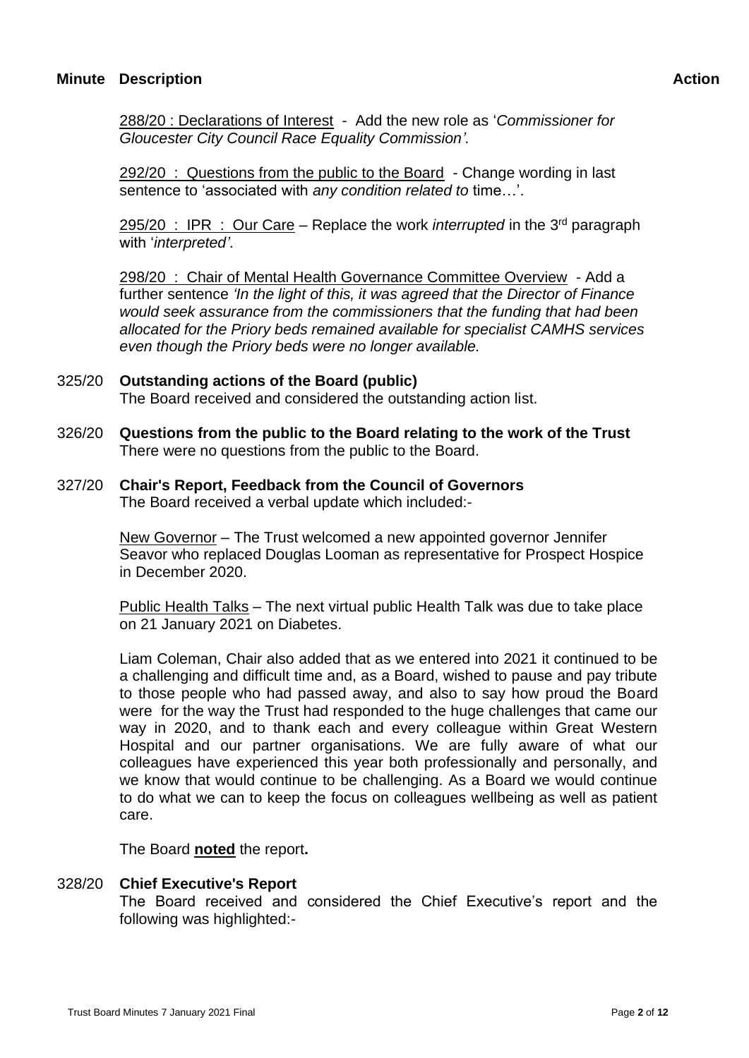**Minute Description** **Action**

288/20 : Declarations of Interest - Add the new role as '*Commissioner for Gloucester City Council Race Equality Commission'.*

292/20 : Questions from the public to the Board - Change wording in last sentence to 'associated with *any condition related to* time…'.

295/20 : IPR : Our Care – Replace the work *interrupted* in the 3rd paragraph with '*interpreted'.*

298/20 : Chair of Mental Health Governance Committee Overview - Add a further sentence *'In the light of this, it was agreed that the Director of Finance would seek assurance from the commissioners that the funding that had been allocated for the Priory beds remained available for specialist CAMHS services even though the Priory beds were no longer available.*

325/20 **Outstanding actions of the Board (public)**
The Board received and considered the outstanding action list.

326/20 **Questions from the public to the Board relating to the work of the Trust**
There were no questions from the public to the Board.

327/20 **Chair's Report, Feedback from the Council of Governors**
The Board received a verbal update which included:-

New Governor – The Trust welcomed a new appointed governor Jennifer Seavor who replaced Douglas Looman as representative for Prospect Hospice in December 2020.

Public Health Talks – The next virtual public Health Talk was due to take place on 21 January 2021 on Diabetes.

Liam Coleman, Chair also added that as we entered into 2021 it continued to be a challenging and difficult time and, as a Board, wished to pause and pay tribute to those people who had passed away, and also to say how proud the Board were for the way the Trust had responded to the huge challenges that came our way in 2020, and to thank each and every colleague within Great Western Hospital and our partner organisations. We are fully aware of what our colleagues have experienced this year both professionally and personally, and we know that would continue to be challenging. As a Board we would continue to do what we can to keep the focus on colleagues wellbeing as well as patient care.

The Board **noted** the report**.**

328/20 **Chief Executive's Report**
The Board received and considered the Chief Executive's report and the following was highlighted:-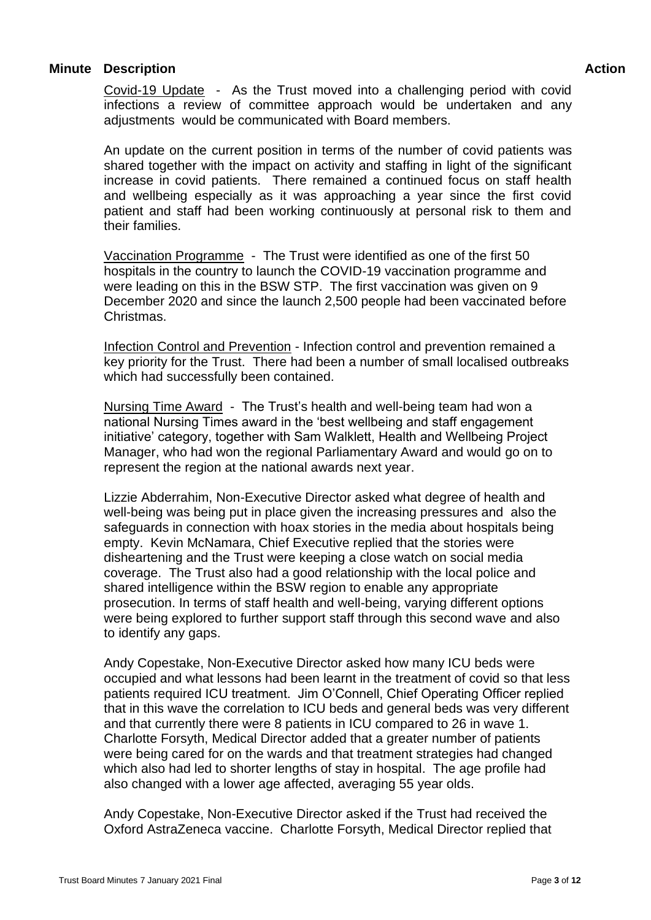| Minute | Description | Action |
|---|---|---|

Covid-19 Update - As the Trust moved into a challenging period with covid infections a review of committee approach would be undertaken and any adjustments would be communicated with Board members.

An update on the current position in terms of the number of covid patients was shared together with the impact on activity and staffing in light of the significant increase in covid patients. There remained a continued focus on staff health and wellbeing especially as it was approaching a year since the first covid patient and staff had been working continuously at personal risk to them and their families.

Vaccination Programme - The Trust were identified as one of the first 50 hospitals in the country to launch the COVID-19 vaccination programme and were leading on this in the BSW STP. The first vaccination was given on 9 December 2020 and since the launch 2,500 people had been vaccinated before Christmas.

Infection Control and Prevention - Infection control and prevention remained a key priority for the Trust. There had been a number of small localised outbreaks which had successfully been contained.

Nursing Time Award - The Trust's health and well-being team had won a national Nursing Times award in the 'best wellbeing and staff engagement initiative' category, together with Sam Walklett, Health and Wellbeing Project Manager, who had won the regional Parliamentary Award and would go on to represent the region at the national awards next year.

Lizzie Abderrahim, Non-Executive Director asked what degree of health and well-being was being put in place given the increasing pressures and also the safeguards in connection with hoax stories in the media about hospitals being empty. Kevin McNamara, Chief Executive replied that the stories were disheartening and the Trust were keeping a close watch on social media coverage. The Trust also had a good relationship with the local police and shared intelligence within the BSW region to enable any appropriate prosecution. In terms of staff health and well-being, varying different options were being explored to further support staff through this second wave and also to identify any gaps.

Andy Copestake, Non-Executive Director asked how many ICU beds were occupied and what lessons had been learnt in the treatment of covid so that less patients required ICU treatment. Jim O'Connell, Chief Operating Officer replied that in this wave the correlation to ICU beds and general beds was very different and that currently there were 8 patients in ICU compared to 26 in wave 1. Charlotte Forsyth, Medical Director added that a greater number of patients were being cared for on the wards and that treatment strategies had changed which also had led to shorter lengths of stay in hospital. The age profile had also changed with a lower age affected, averaging 55 year olds.

Andy Copestake, Non-Executive Director asked if the Trust had received the Oxford AstraZeneca vaccine. Charlotte Forsyth, Medical Director replied that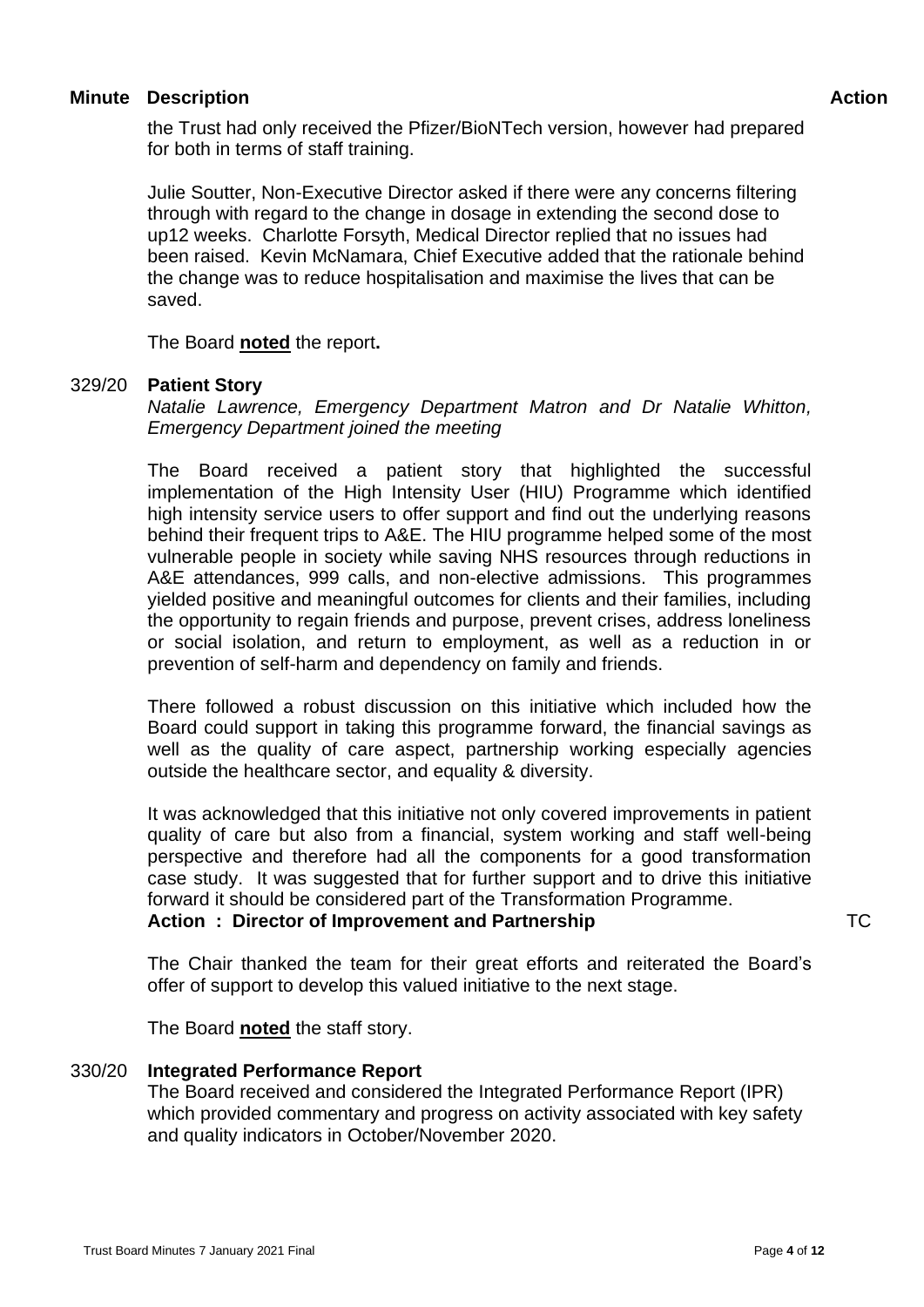| Minute | Description | Action |
|---|---|---|

the Trust had only received the Pfizer/BioNTech version, however had prepared for both in terms of staff training.

Julie Soutter, Non-Executive Director asked if there were any concerns filtering through with regard to the change in dosage in extending the second dose to up12 weeks. Charlotte Forsyth, Medical Director replied that no issues had been raised. Kevin McNamara, Chief Executive added that the rationale behind the change was to reduce hospitalisation and maximise the lives that can be saved.

The Board **noted** the report**.**

**329/20 Patient Story**

*Natalie Lawrence, Emergency Department Matron and Dr Natalie Whitton, Emergency Department joined the meeting*

The Board received a patient story that highlighted the successful implementation of the High Intensity User (HIU) Programme which identified high intensity service users to offer support and find out the underlying reasons behind their frequent trips to A&E. The HIU programme helped some of the most vulnerable people in society while saving NHS resources through reductions in A&E attendances, 999 calls, and non-elective admissions. This programmes yielded positive and meaningful outcomes for clients and their families, including the opportunity to regain friends and purpose, prevent crises, address loneliness or social isolation, and return to employment, as well as a reduction in or prevention of self-harm and dependency on family and friends.

There followed a robust discussion on this initiative which included how the Board could support in taking this programme forward, the financial savings as well as the quality of care aspect, partnership working especially agencies outside the healthcare sector, and equality & diversity.

It was acknowledged that this initiative not only covered improvements in patient quality of care but also from a financial, system working and staff well-being perspective and therefore had all the components for a good transformation case study. It was suggested that for further support and to drive this initiative forward it should be considered part of the Transformation Programme.

**Action : Director of Improvement and Partnership** — TC

The Chair thanked the team for their great efforts and reiterated the Board's offer of support to develop this valued initiative to the next stage.

The Board **noted** the staff story.

**330/20 Integrated Performance Report**

The Board received and considered the Integrated Performance Report (IPR) which provided commentary and progress on activity associated with key safety and quality indicators in October/November 2020.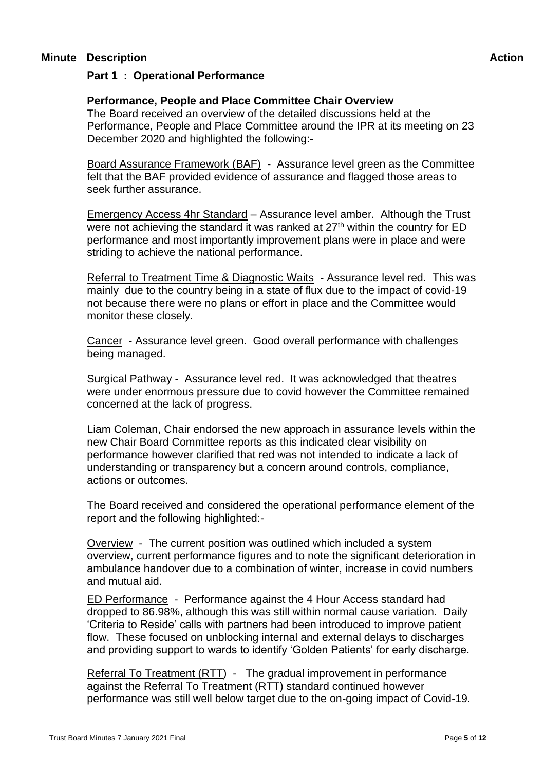**Minute Description** **Action**

**Part 1 : Operational Performance**

**Performance, People and Place Committee Chair Overview**

The Board received an overview of the detailed discussions held at the Performance, People and Place Committee around the IPR at its meeting on 23 December 2020 and highlighted the following:-

Board Assurance Framework (BAF) - Assurance level green as the Committee felt that the BAF provided evidence of assurance and flagged those areas to seek further assurance.

Emergency Access 4hr Standard – Assurance level amber. Although the Trust were not achieving the standard it was ranked at 27th within the country for ED performance and most importantly improvement plans were in place and were striding to achieve the national performance.

Referral to Treatment Time & Diagnostic Waits - Assurance level red. This was mainly due to the country being in a state of flux due to the impact of covid-19 not because there were no plans or effort in place and the Committee would monitor these closely.

Cancer - Assurance level green. Good overall performance with challenges being managed.

Surgical Pathway - Assurance level red. It was acknowledged that theatres were under enormous pressure due to covid however the Committee remained concerned at the lack of progress.

Liam Coleman, Chair endorsed the new approach in assurance levels within the new Chair Board Committee reports as this indicated clear visibility on performance however clarified that red was not intended to indicate a lack of understanding or transparency but a concern around controls, compliance, actions or outcomes.

The Board received and considered the operational performance element of the report and the following highlighted:-

Overview - The current position was outlined which included a system overview, current performance figures and to note the significant deterioration in ambulance handover due to a combination of winter, increase in covid numbers and mutual aid.

ED Performance - Performance against the 4 Hour Access standard had dropped to 86.98%, although this was still within normal cause variation. Daily 'Criteria to Reside' calls with partners had been introduced to improve patient flow. These focused on unblocking internal and external delays to discharges and providing support to wards to identify 'Golden Patients' for early discharge.

Referral To Treatment (RTT) - The gradual improvement in performance against the Referral To Treatment (RTT) standard continued however performance was still well below target due to the on-going impact of Covid-19.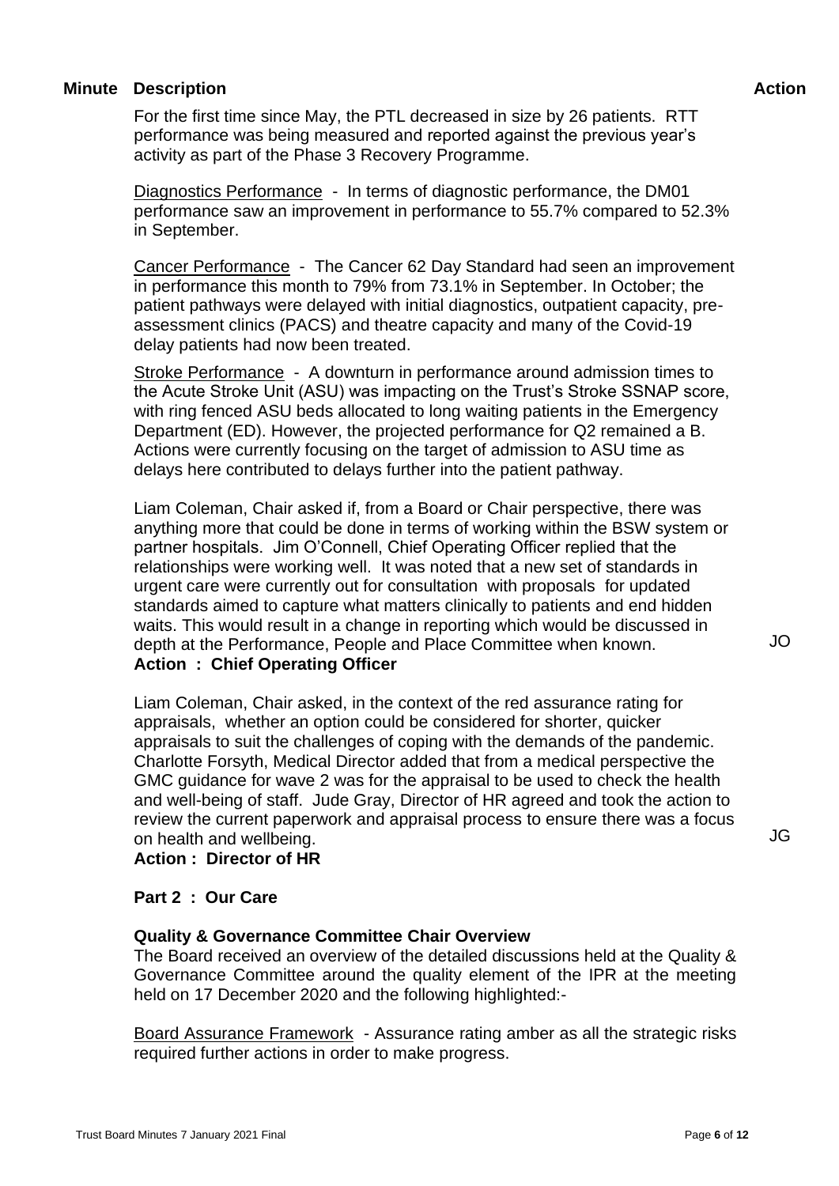| Minute | Description | Action |
|---|---|---|

For the first time since May, the PTL decreased in size by 26 patients. RTT performance was being measured and reported against the previous year's activity as part of the Phase 3 Recovery Programme.

Diagnostics Performance - In terms of diagnostic performance, the DM01 performance saw an improvement in performance to 55.7% compared to 52.3% in September.

Cancer Performance - The Cancer 62 Day Standard had seen an improvement in performance this month to 79% from 73.1% in September. In October; the patient pathways were delayed with initial diagnostics, outpatient capacity, pre-assessment clinics (PACS) and theatre capacity and many of the Covid-19 delay patients had now been treated.

Stroke Performance - A downturn in performance around admission times to the Acute Stroke Unit (ASU) was impacting on the Trust's Stroke SSNAP score, with ring fenced ASU beds allocated to long waiting patients in the Emergency Department (ED). However, the projected performance for Q2 remained a B. Actions were currently focusing on the target of admission to ASU time as delays here contributed to delays further into the patient pathway.

Liam Coleman, Chair asked if, from a Board or Chair perspective, there was anything more that could be done in terms of working within the BSW system or partner hospitals. Jim O'Connell, Chief Operating Officer replied that the relationships were working well. It was noted that a new set of standards in urgent care were currently out for consultation with proposals for updated standards aimed to capture what matters clinically to patients and end hidden waits. This would result in a change in reporting which would be discussed in depth at the Performance, People and Place Committee when known.
**Action : Chief Operating Officer** — JO

Liam Coleman, Chair asked, in the context of the red assurance rating for appraisals, whether an option could be considered for shorter, quicker appraisals to suit the challenges of coping with the demands of the pandemic. Charlotte Forsyth, Medical Director added that from a medical perspective the GMC guidance for wave 2 was for the appraisal to be used to check the health and well-being of staff. Jude Gray, Director of HR agreed and took the action to review the current paperwork and appraisal process to ensure there was a focus on health and wellbeing.
**Action : Director of HR** — JG

**Part 2 : Our Care**

**Quality & Governance Committee Chair Overview**

The Board received an overview of the detailed discussions held at the Quality & Governance Committee around the quality element of the IPR at the meeting held on 17 December 2020 and the following highlighted:-

Board Assurance Framework - Assurance rating amber as all the strategic risks required further actions in order to make progress.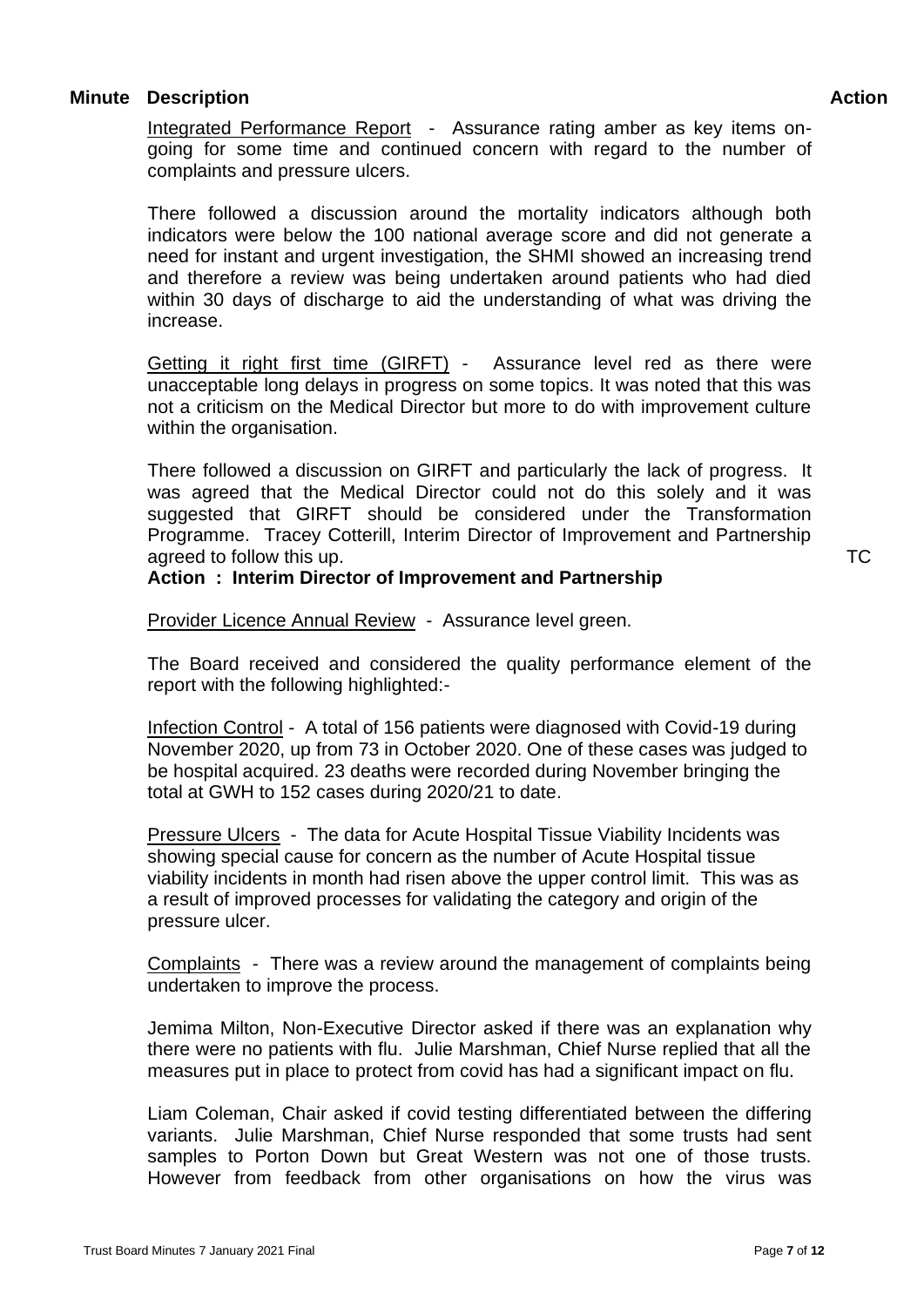**Minute Description** **Action**

Integrated Performance Report - Assurance rating amber as key items on-going for some time and continued concern with regard to the number of complaints and pressure ulcers.

There followed a discussion around the mortality indicators although both indicators were below the 100 national average score and did not generate a need for instant and urgent investigation, the SHMI showed an increasing trend and therefore a review was being undertaken around patients who had died within 30 days of discharge to aid the understanding of what was driving the increase.

Getting it right first time (GIRFT) - Assurance level red as there were unacceptable long delays in progress on some topics. It was noted that this was not a criticism on the Medical Director but more to do with improvement culture within the organisation.

There followed a discussion on GIRFT and particularly the lack of progress. It was agreed that the Medical Director could not do this solely and it was suggested that GIRFT should be considered under the Transformation Programme. Tracey Cotterill, Interim Director of Improvement and Partnership agreed to follow this up. TC

**Action : Interim Director of Improvement and Partnership**

Provider Licence Annual Review - Assurance level green.

The Board received and considered the quality performance element of the report with the following highlighted:-

Infection Control - A total of 156 patients were diagnosed with Covid-19 during November 2020, up from 73 in October 2020. One of these cases was judged to be hospital acquired. 23 deaths were recorded during November bringing the total at GWH to 152 cases during 2020/21 to date.

Pressure Ulcers - The data for Acute Hospital Tissue Viability Incidents was showing special cause for concern as the number of Acute Hospital tissue viability incidents in month had risen above the upper control limit. This was as a result of improved processes for validating the category and origin of the pressure ulcer.

Complaints - There was a review around the management of complaints being undertaken to improve the process.

Jemima Milton, Non-Executive Director asked if there was an explanation why there were no patients with flu. Julie Marshman, Chief Nurse replied that all the measures put in place to protect from covid has had a significant impact on flu.

Liam Coleman, Chair asked if covid testing differentiated between the differing variants. Julie Marshman, Chief Nurse responded that some trusts had sent samples to Porton Down but Great Western was not one of those trusts. However from feedback from other organisations on how the virus was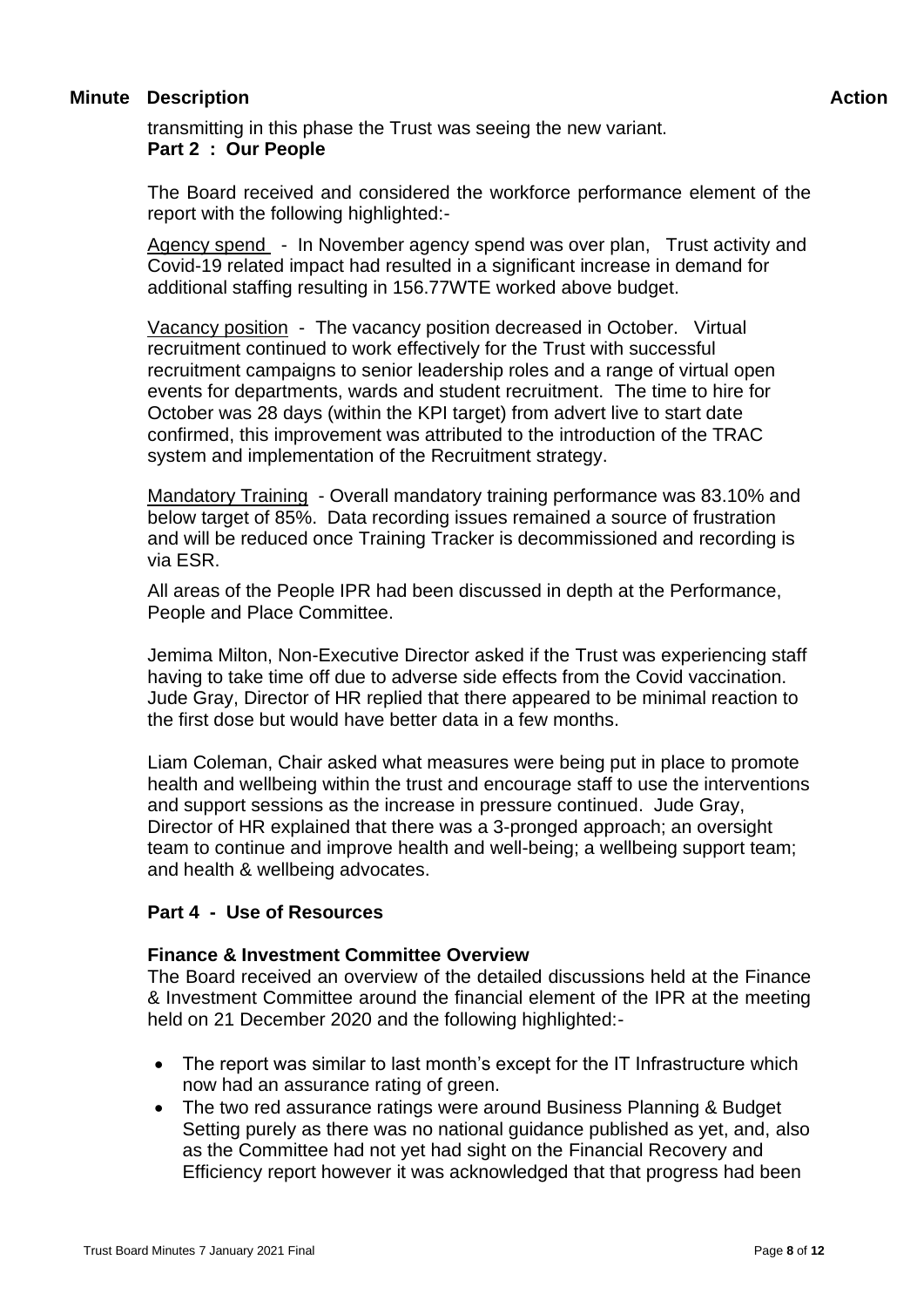**Minute Description** **Action**

transmitting in this phase the Trust was seeing the new variant.

**Part 2 : Our People**

The Board received and considered the workforce performance element of the report with the following highlighted:-

Agency spend - In November agency spend was over plan, Trust activity and Covid-19 related impact had resulted in a significant increase in demand for additional staffing resulting in 156.77WTE worked above budget.

Vacancy position - The vacancy position decreased in October. Virtual recruitment continued to work effectively for the Trust with successful recruitment campaigns to senior leadership roles and a range of virtual open events for departments, wards and student recruitment. The time to hire for October was 28 days (within the KPI target) from advert live to start date confirmed, this improvement was attributed to the introduction of the TRAC system and implementation of the Recruitment strategy.

Mandatory Training - Overall mandatory training performance was 83.10% and below target of 85%. Data recording issues remained a source of frustration and will be reduced once Training Tracker is decommissioned and recording is via ESR.

All areas of the People IPR had been discussed in depth at the Performance, People and Place Committee.

Jemima Milton, Non-Executive Director asked if the Trust was experiencing staff having to take time off due to adverse side effects from the Covid vaccination. Jude Gray, Director of HR replied that there appeared to be minimal reaction to the first dose but would have better data in a few months.

Liam Coleman, Chair asked what measures were being put in place to promote health and wellbeing within the trust and encourage staff to use the interventions and support sessions as the increase in pressure continued. Jude Gray, Director of HR explained that there was a 3-pronged approach; an oversight team to continue and improve health and well-being; a wellbeing support team; and health & wellbeing advocates.

**Part 4 - Use of Resources**

**Finance & Investment Committee Overview**

The Board received an overview of the detailed discussions held at the Finance & Investment Committee around the financial element of the IPR at the meeting held on 21 December 2020 and the following highlighted:-

- The report was similar to last month's except for the IT Infrastructure which now had an assurance rating of green.
- The two red assurance ratings were around Business Planning & Budget Setting purely as there was no national guidance published as yet, and, also as the Committee had not yet had sight on the Financial Recovery and Efficiency report however it was acknowledged that that progress had been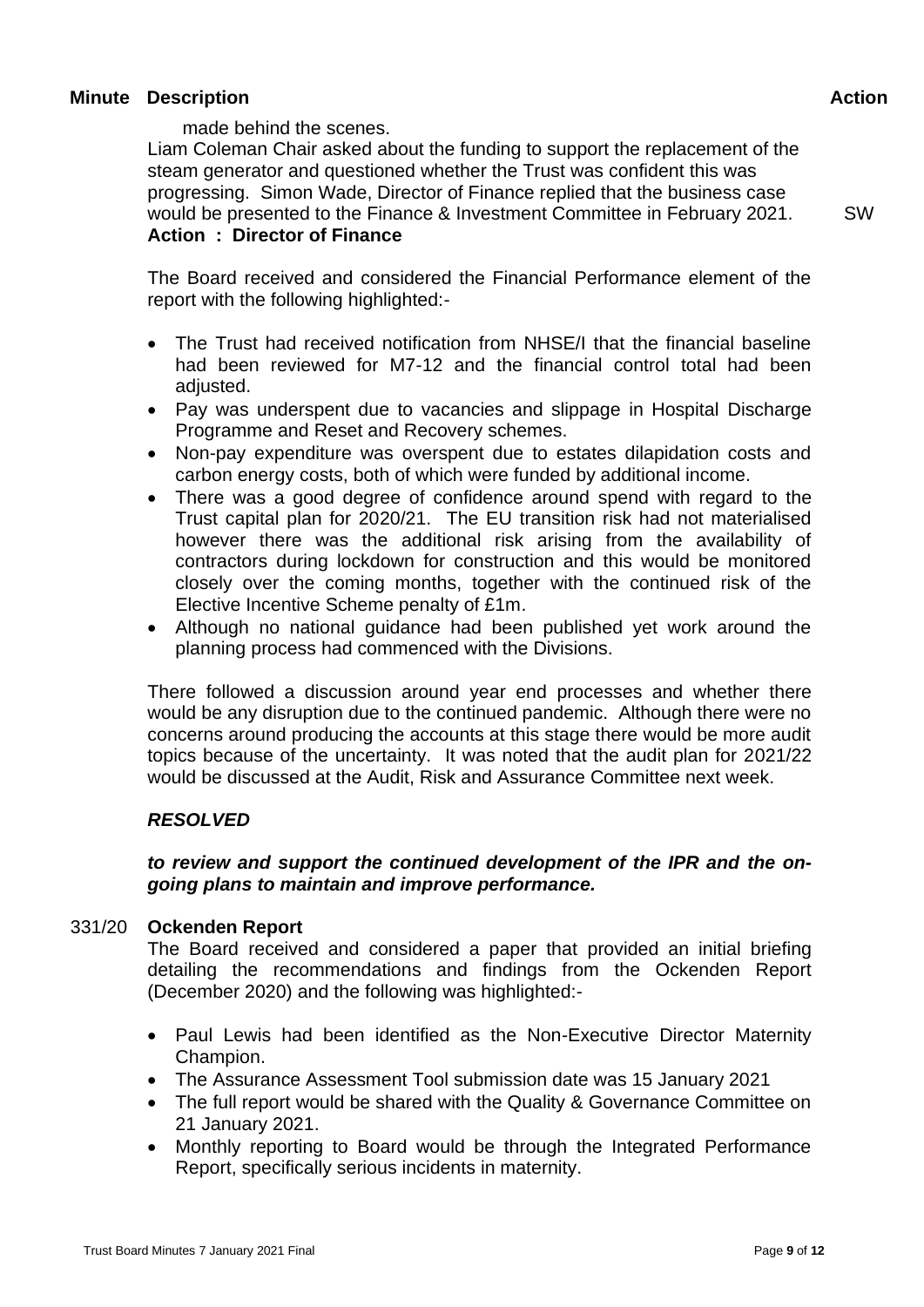| Minute | Description | Action |
|---|---|---|

made behind the scenes.

Liam Coleman Chair asked about the funding to support the replacement of the steam generator and questioned whether the Trust was confident this was progressing. Simon Wade, Director of Finance replied that the business case would be presented to the Finance & Investment Committee in February 2021. SW

**Action : Director of Finance**

The Board received and considered the Financial Performance element of the report with the following highlighted:-

- The Trust had received notification from NHSE/I that the financial baseline had been reviewed for M7-12 and the financial control total had been adjusted.
- Pay was underspent due to vacancies and slippage in Hospital Discharge Programme and Reset and Recovery schemes.
- Non-pay expenditure was overspent due to estates dilapidation costs and carbon energy costs, both of which were funded by additional income.
- There was a good degree of confidence around spend with regard to the Trust capital plan for 2020/21. The EU transition risk had not materialised however there was the additional risk arising from the availability of contractors during lockdown for construction and this would be monitored closely over the coming months, together with the continued risk of the Elective Incentive Scheme penalty of £1m.
- Although no national guidance had been published yet work around the planning process had commenced with the Divisions.

There followed a discussion around year end processes and whether there would be any disruption due to the continued pandemic. Although there were no concerns around producing the accounts at this stage there would be more audit topics because of the uncertainty. It was noted that the audit plan for 2021/22 would be discussed at the Audit, Risk and Assurance Committee next week.

***RESOLVED***

***to review and support the continued development of the IPR and the on-going plans to maintain and improve performance.***

331/20 **Ockenden Report**

The Board received and considered a paper that provided an initial briefing detailing the recommendations and findings from the Ockenden Report (December 2020) and the following was highlighted:-

- Paul Lewis had been identified as the Non-Executive Director Maternity Champion.
- The Assurance Assessment Tool submission date was 15 January 2021
- The full report would be shared with the Quality & Governance Committee on 21 January 2021.
- Monthly reporting to Board would be through the Integrated Performance Report, specifically serious incidents in maternity.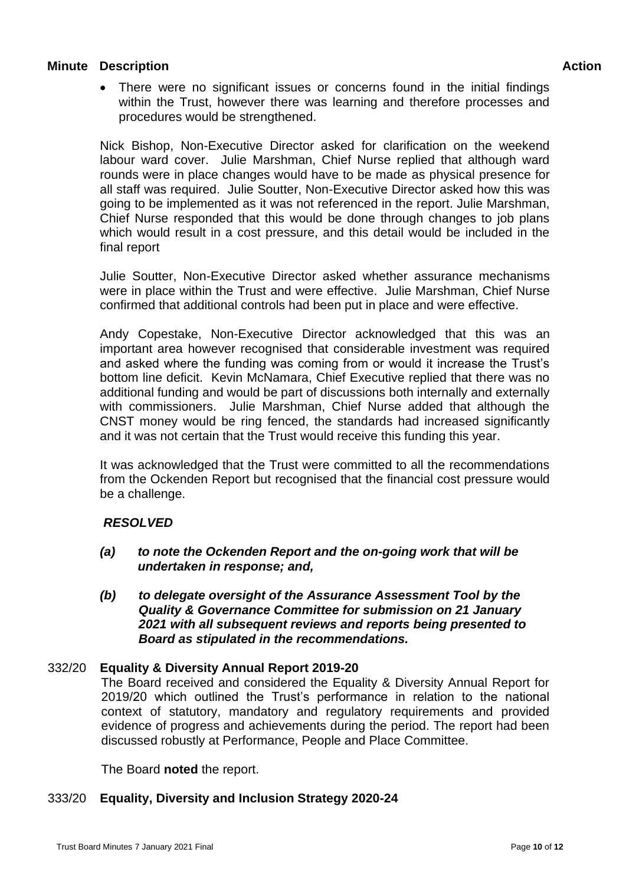| Minute | Description | Action |
|---|---|---|

- There were no significant issues or concerns found in the initial findings within the Trust, however there was learning and therefore processes and procedures would be strengthened.

Nick Bishop, Non-Executive Director asked for clarification on the weekend labour ward cover. Julie Marshman, Chief Nurse replied that although ward rounds were in place changes would have to be made as physical presence for all staff was required. Julie Soutter, Non-Executive Director asked how this was going to be implemented as it was not referenced in the report. Julie Marshman, Chief Nurse responded that this would be done through changes to job plans which would result in a cost pressure, and this detail would be included in the final report

Julie Soutter, Non-Executive Director asked whether assurance mechanisms were in place within the Trust and were effective. Julie Marshman, Chief Nurse confirmed that additional controls had been put in place and were effective.

Andy Copestake, Non-Executive Director acknowledged that this was an important area however recognised that considerable investment was required and asked where the funding was coming from or would it increase the Trust's bottom line deficit. Kevin McNamara, Chief Executive replied that there was no additional funding and would be part of discussions both internally and externally with commissioners. Julie Marshman, Chief Nurse added that although the CNST money would be ring fenced, the standards had increased significantly and it was not certain that the Trust would receive this funding this year.

It was acknowledged that the Trust were committed to all the recommendations from the Ockenden Report but recognised that the financial cost pressure would be a challenge.

***RESOLVED***

***(a) to note the Ockenden Report and the on-going work that will be undertaken in response; and,***

***(b) to delegate oversight of the Assurance Assessment Tool by the Quality & Governance Committee for submission on 21 January 2021 with all subsequent reviews and reports being presented to Board as stipulated in the recommendations.***

**332/20 Equality & Diversity Annual Report 2019-20**

The Board received and considered the Equality & Diversity Annual Report for 2019/20 which outlined the Trust's performance in relation to the national context of statutory, mandatory and regulatory requirements and provided evidence of progress and achievements during the period. The report had been discussed robustly at Performance, People and Place Committee.

The Board **noted** the report.

**333/20 Equality, Diversity and Inclusion Strategy 2020-24**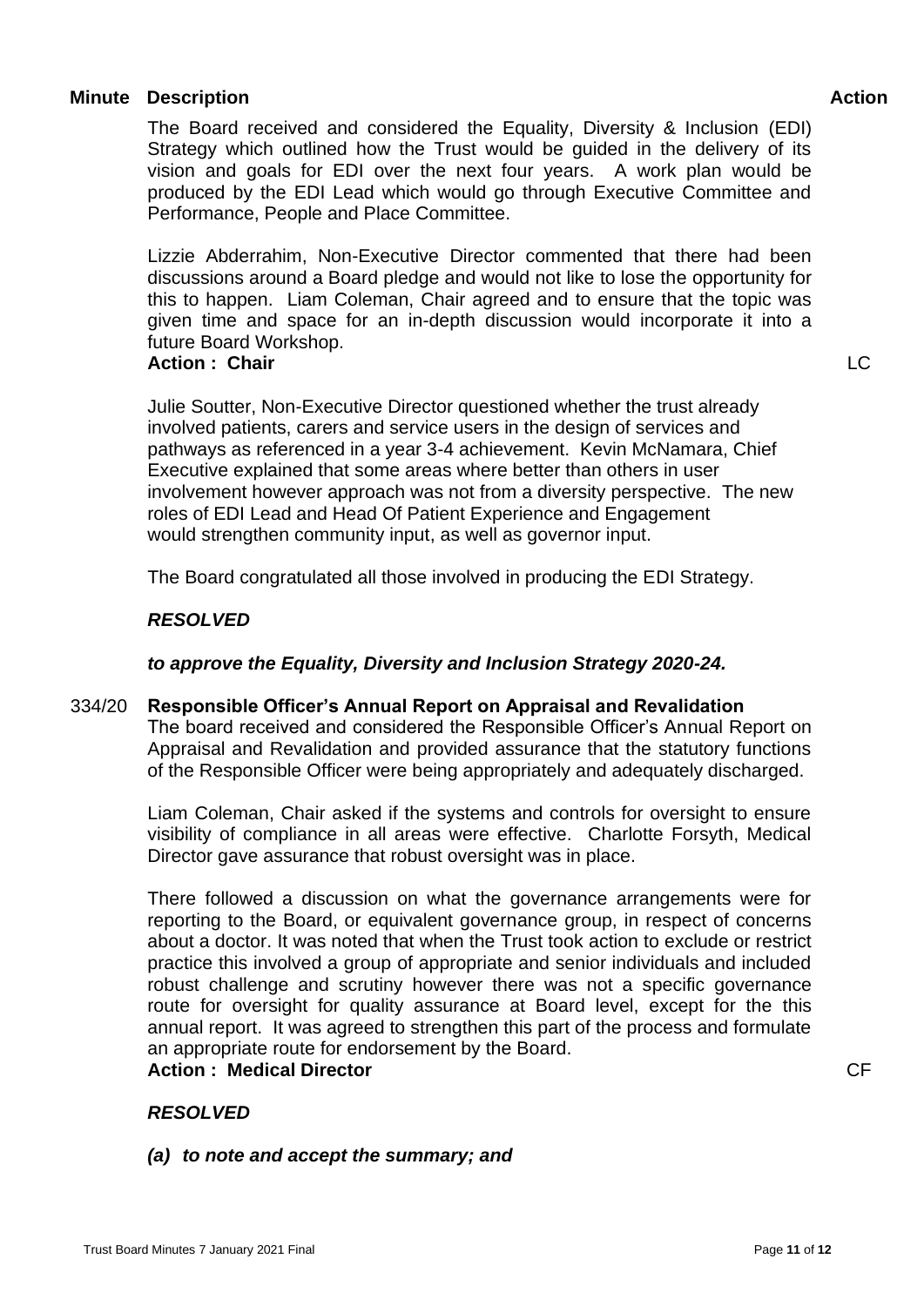| Minute | Description | Action |
|---|---|---|
| | The Board received and considered the Equality, Diversity & Inclusion (EDI) Strategy which outlined how the Trust would be guided in the delivery of its vision and goals for EDI over the next four years. A work plan would be produced by the EDI Lead which would go through Executive Committee and Performance, People and Place Committee. | |
| | Lizzie Abderrahim, Non-Executive Director commented that there had been discussions around a Board pledge and would not like to lose the opportunity for this to happen. Liam Coleman, Chair agreed and to ensure that the topic was given time and space for an in-depth discussion would incorporate it into a future Board Workshop.<br>**Action : Chair** | LC |
| | Julie Soutter, Non-Executive Director questioned whether the trust already involved patients, carers and service users in the design of services and pathways as referenced in a year 3-4 achievement. Kevin McNamara, Chief Executive explained that some areas where better than others in user involvement however approach was not from a diversity perspective. The new roles of EDI Lead and Head Of Patient Experience and Engagement would strengthen community input, as well as governor input. | |
| | The Board congratulated all those involved in producing the EDI Strategy. | |
| | ***RESOLVED*** | |
| | ***to approve the Equality, Diversity and Inclusion Strategy 2020-24.*** | |
| 334/20 | **Responsible Officer's Annual Report on Appraisal and Revalidation**<br>The board received and considered the Responsible Officer's Annual Report on Appraisal and Revalidation and provided assurance that the statutory functions of the Responsible Officer were being appropriately and adequately discharged. | |
| | Liam Coleman, Chair asked if the systems and controls for oversight to ensure visibility of compliance in all areas were effective. Charlotte Forsyth, Medical Director gave assurance that robust oversight was in place. | |
| | There followed a discussion on what the governance arrangements were for reporting to the Board, or equivalent governance group, in respect of concerns about a doctor. It was noted that when the Trust took action to exclude or restrict practice this involved a group of appropriate and senior individuals and included robust challenge and scrutiny however there was not a specific governance route for oversight for quality assurance at Board level, except for the this annual report. It was agreed to strengthen this part of the process and formulate an appropriate route for endorsement by the Board.<br>**Action : Medical Director** | CF |
| | ***RESOLVED*** | |
| | ***(a) to note and accept the summary; and*** | |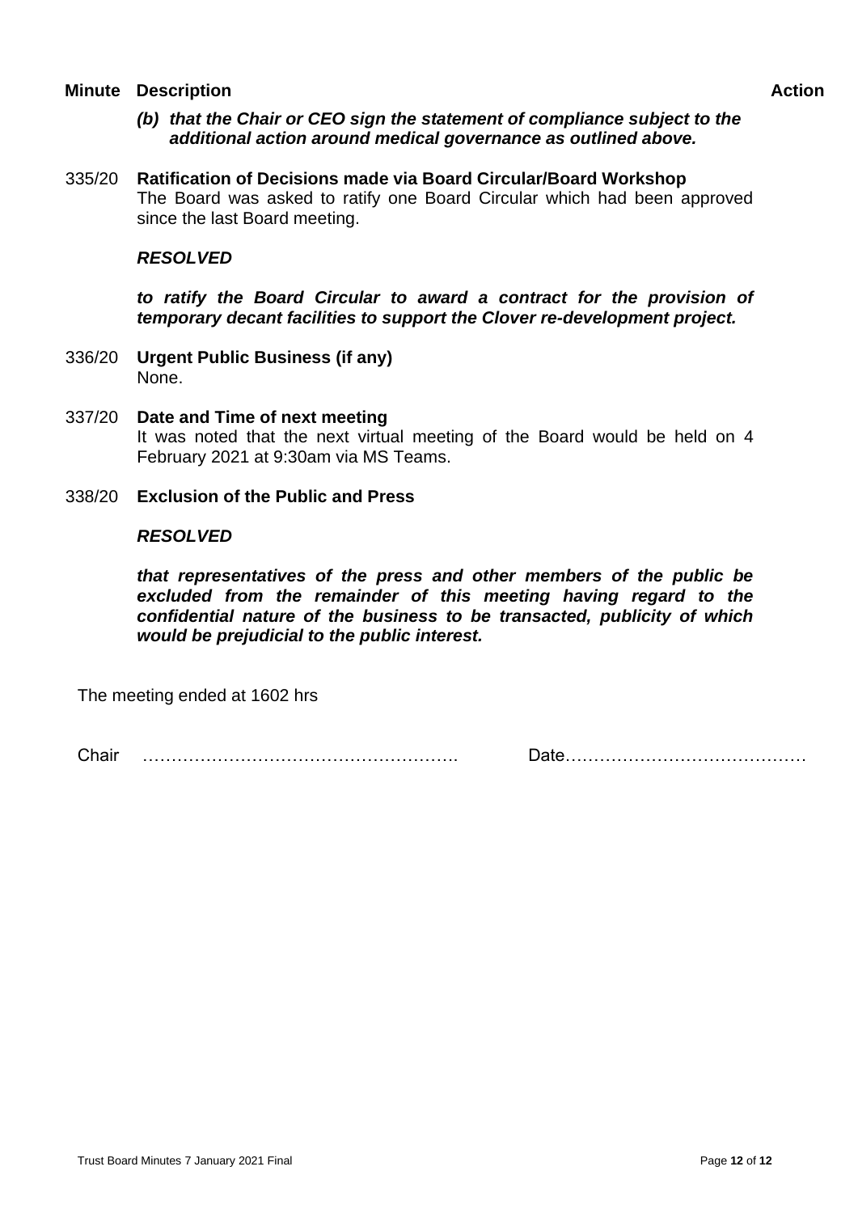| Minute | Description | Action |
|---|---|---|
| | ***(b) that the Chair or CEO sign the statement of compliance subject to the additional action around medical governance as outlined above.*** | |
| 335/20 | **Ratification of Decisions made via Board Circular/Board Workshop**<br>The Board was asked to ratify one Board Circular which had been approved since the last Board meeting.<br><br>***RESOLVED***<br><br>***to ratify the Board Circular to award a contract for the provision of temporary decant facilities to support the Clover re-development project.*** | |
| 336/20 | **Urgent Public Business (if any)**<br>None. | |
| 337/20 | **Date and Time of next meeting**<br>It was noted that the next virtual meeting of the Board would be held on 4 February 2021 at 9:30am via MS Teams. | |
| 338/20 | **Exclusion of the Public and Press**<br><br>***RESOLVED***<br><br>***that representatives of the press and other members of the public be excluded from the remainder of this meeting having regard to the confidential nature of the business to be transacted, publicity of which would be prejudicial to the public interest.*** | |

The meeting ended at 1602 hrs

Chair ………………………………………………. Date……………………………………